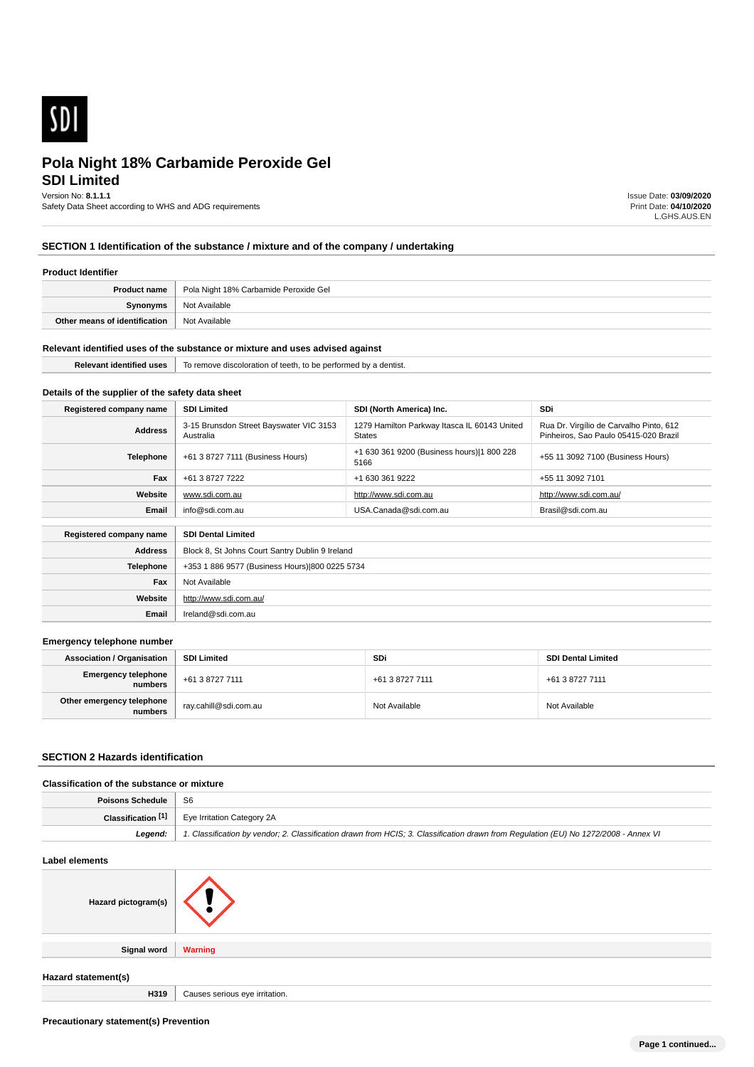# Pola Night 18% Carbamide Peroxide Gel

## SDI Limited

Version No: **8.1.1.1**
Safety Data Sheet according to WHS and ADG requirements

Issue Date: **03/09/2020**
Print Date: **04/10/2020**
L.GHS.AUS.EN

## SECTION 1 Identification of the substance / mixture and of the company / undertaking

### Product Identifier

| | |
|---|---|
| **Product name** | Pola Night 18% Carbamide Peroxide Gel |
| **Synonyms** | Not Available |
| **Other means of identification** | Not Available |

### Relevant identified uses of the substance or mixture and uses advised against

| | |
|---|---|
| **Relevant identified uses** | To remove discoloration of teeth, to be performed by a dentist. |

### Details of the supplier of the safety data sheet

| **Registered company name** | **SDI Limited** | **SDI (North America) Inc.** | **SDi** |
|---|---|---|---|
| **Address** | 3-15 Brunsdon Street Bayswater VIC 3153 Australia | 1279 Hamilton Parkway Itasca IL 60143 United States | Rua Dr. Virgílio de Carvalho Pinto, 612 Pinheiros, Sao Paulo 05415-020 Brazil |
| **Telephone** | +61 3 8727 7111 (Business Hours) | +1 630 361 9200 (Business hours)\|1 800 228 5166 | +55 11 3092 7100 (Business Hours) |
| **Fax** | +61 3 8727 7222 | +1 630 361 9222 | +55 11 3092 7101 |
| **Website** | www.sdi.com.au | http://www.sdi.com.au | http://www.sdi.com.au/ |
| **Email** | info@sdi.com.au | USA.Canada@sdi.com.au | Brasil@sdi.com.au |

| **Registered company name** | **SDI Dental Limited** |
|---|---|
| **Address** | Block 8, St Johns Court Santry Dublin 9 Ireland |
| **Telephone** | +353 1 886 9577 (Business Hours)\|800 0225 5734 |
| **Fax** | Not Available |
| **Website** | http://www.sdi.com.au/ |
| **Email** | Ireland@sdi.com.au |

### Emergency telephone number

| **Association / Organisation** | **SDI Limited** | **SDi** | **SDI Dental Limited** |
|---|---|---|---|
| **Emergency telephone numbers** | +61 3 8727 7111 | +61 3 8727 7111 | +61 3 8727 7111 |
| **Other emergency telephone numbers** | ray.cahill@sdi.com.au | Not Available | Not Available |

## SECTION 2 Hazards identification

### Classification of the substance or mixture

| | |
|---|---|
| **Poisons Schedule** | S6 |
| **Classification [1]** | Eye Irritation Category 2A |
| ***Legend:*** | *1. Classification by vendor; 2. Classification drawn from HCIS; 3. Classification drawn from Regulation (EU) No 1272/2008 - Annex VI* |

### Label elements

| | |
|---|---|
| **Hazard pictogram(s)** | |
| **Signal word** | **Warning** |

### Hazard statement(s)

| | |
|---|---|
| **H319** | Causes serious eye irritation. |

### Precautionary statement(s) Prevention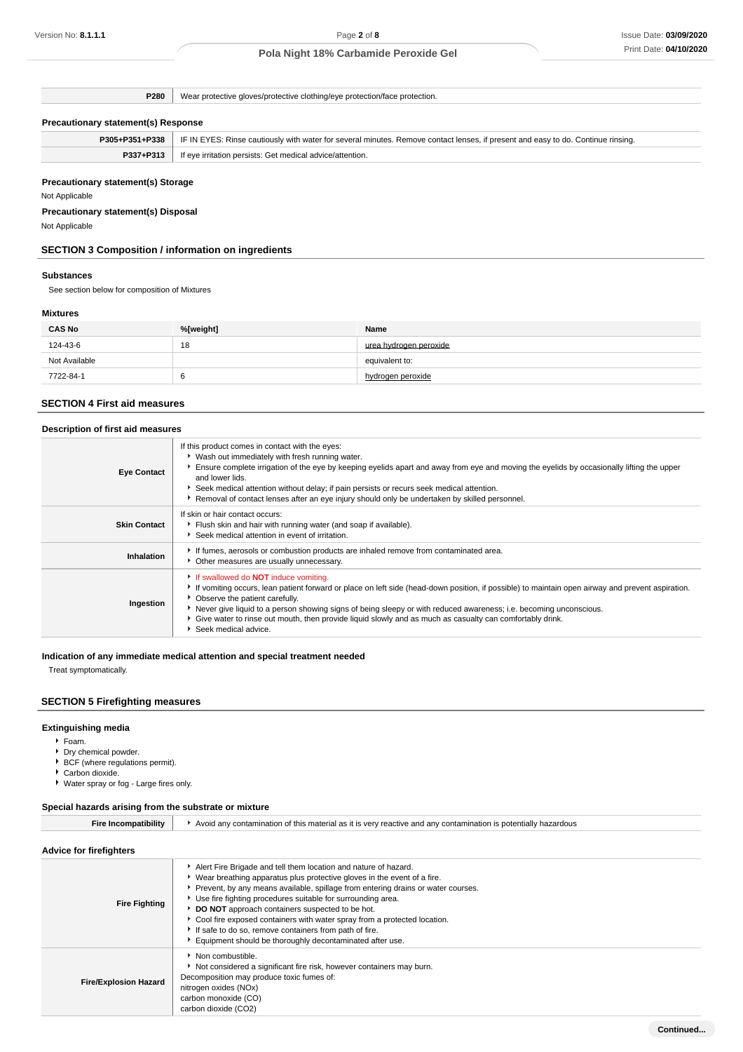| | |
|---|---|
| P280 | Wear protective gloves/protective clothing/eye protection/face protection. |

**Precautionary statement(s) Response**

| | |
|---|---|
| P305+P351+P338 | IF IN EYES: Rinse cautiously with water for several minutes. Remove contact lenses, if present and easy to do. Continue rinsing. |
| P337+P313 | If eye irritation persists: Get medical advice/attention. |

**Precautionary statement(s) Storage**

Not Applicable

**Precautionary statement(s) Disposal**

Not Applicable

## SECTION 3 Composition / information on ingredients

### Substances

See section below for composition of Mixtures

### Mixtures

| CAS No | %[weight] | Name |
|---|---|---|
| 124-43-6 | 18 | urea hydrogen peroxide |
| Not Available | | equivalent to: |
| 7722-84-1 | 6 | hydrogen peroxide |

## SECTION 4 First aid measures

### Description of first aid measures

| | |
|---|---|
| Eye Contact | If this product comes in contact with the eyes:<br>• Wash out immediately with fresh running water.<br>• Ensure complete irrigation of the eye by keeping eyelids apart and away from eye and moving the eyelids by occasionally lifting the upper and lower lids.<br>• Seek medical attention without delay; if pain persists or recurs seek medical attention.<br>• Removal of contact lenses after an eye injury should only be undertaken by skilled personnel. |
| Skin Contact | If skin or hair contact occurs:<br>• Flush skin and hair with running water (and soap if available).<br>• Seek medical attention in event of irritation. |
| Inhalation | • If fumes, aerosols or combustion products are inhaled remove from contaminated area.<br>• Other measures are usually unnecessary. |
| Ingestion | • If swallowed do **NOT** induce vomiting.<br>• If vomiting occurs, lean patient forward or place on left side (head-down position, if possible) to maintain open airway and prevent aspiration.<br>• Observe the patient carefully.<br>• Never give liquid to a person showing signs of being sleepy or with reduced awareness; i.e. becoming unconscious.<br>• Give water to rinse out mouth, then provide liquid slowly and as much as casualty can comfortably drink.<br>• Seek medical advice. |

### Indication of any immediate medical attention and special treatment needed

Treat symptomatically.

## SECTION 5 Firefighting measures

### Extinguishing media

- Foam.
- Dry chemical powder.
- BCF (where regulations permit).
- Carbon dioxide.
- Water spray or fog - Large fires only.

### Special hazards arising from the substrate or mixture

| | |
|---|---|
| Fire Incompatibility | • Avoid any contamination of this material as it is very reactive and any contamination is potentially hazardous |

### Advice for firefighters

| | |
|---|---|
| Fire Fighting | • Alert Fire Brigade and tell them location and nature of hazard.<br>• Wear breathing apparatus plus protective gloves in the event of a fire.<br>• Prevent, by any means available, spillage from entering drains or water courses.<br>• Use fire fighting procedures suitable for surrounding area.<br>• **DO NOT** approach containers suspected to be hot.<br>• Cool fire exposed containers with water spray from a protected location.<br>• If safe to do so, remove containers from path of fire.<br>• Equipment should be thoroughly decontaminated after use. |
| Fire/Explosion Hazard | • Non combustible.<br>• Not considered a significant fire risk, however containers may burn.<br>Decomposition may produce toxic fumes of:<br>nitrogen oxides (NOx)<br>carbon monoxide (CO)<br>carbon dioxide ($CO_2$) |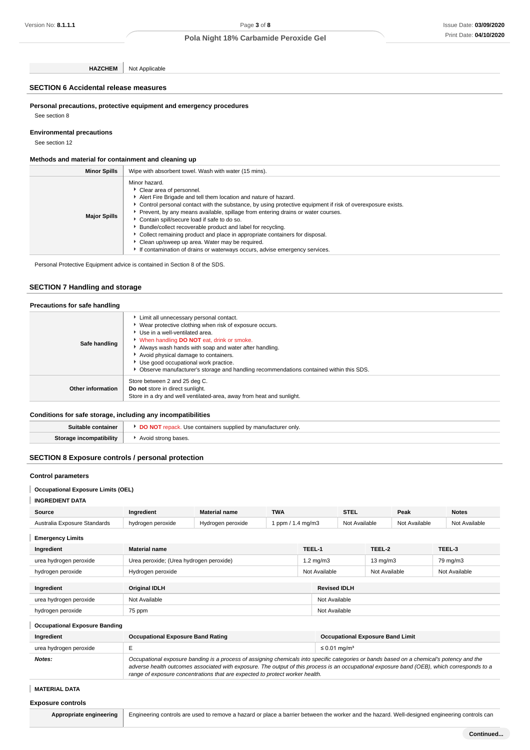| HAZCHEM | Not Applicable |
|---|---|

## SECTION 6 Accidental release measures

### Personal precautions, protective equipment and emergency procedures

See section 8

### Environmental precautions

See section 12

### Methods and material for containment and cleaning up

| | |
|---|---|
| **Minor Spills** | Wipe with absorbent towel. Wash with water (15 mins). |
| **Major Spills** | Minor hazard.<br>▸ Clear area of personnel.<br>▸ Alert Fire Brigade and tell them location and nature of hazard.<br>▸ Control personal contact with the substance, by using protective equipment if risk of overexposure exists.<br>▸ Prevent, by any means available, spillage from entering drains or water courses.<br>▸ Contain spill/secure load if safe to do so.<br>▸ Bundle/collect recoverable product and label for recycling.<br>▸ Collect remaining product and place in appropriate containers for disposal.<br>▸ Clean up/sweep up area. Water may be required.<br>▸ If contamination of drains or waterways occurs, advise emergency services. |

Personal Protective Equipment advice is contained in Section 8 of the SDS.

## SECTION 7 Handling and storage

### Precautions for safe handling

| | |
|---|---|
| **Safe handling** | ▸ Limit all unnecessary personal contact.<br>▸ Wear protective clothing when risk of exposure occurs.<br>▸ Use in a well-ventilated area.<br>▸ When handling **DO NOT** eat, drink or smoke.<br>▸ Always wash hands with soap and water after handling.<br>▸ Avoid physical damage to containers.<br>▸ Use good occupational work practice.<br>▸ Observe manufacturer's storage and handling recommendations contained within this SDS. |
| **Other information** | Store between 2 and 25 deg C.<br>**Do not** store in direct sunlight.<br>Store in a dry and well ventilated-area, away from heat and sunlight. |

### Conditions for safe storage, including any incompatibilities

| | |
|---|---|
| **Suitable container** | ▸ **DO NOT** repack. Use containers supplied by manufacturer only. |
| **Storage incompatibility** | ▸ Avoid strong bases. |

## SECTION 8 Exposure controls / personal protection

### Control parameters

#### Occupational Exposure Limits (OEL)

#### INGREDIENT DATA

| Source | Ingredient | Material name | TWA | STEL | Peak | Notes |
|---|---|---|---|---|---|---|
| Australia Exposure Standards | hydrogen peroxide | Hydrogen peroxide | 1 ppm / 1.4 mg/m3 | Not Available | Not Available | Not Available |

#### Emergency Limits

| Ingredient | Material name | TEEL-1 | TEEL-2 | TEEL-3 |
|---|---|---|---|---|
| urea hydrogen peroxide | Urea peroxide; (Urea hydrogen peroxide) | 1.2 mg/m3 | 13 mg/m3 | 79 mg/m3 |
| hydrogen peroxide | Hydrogen peroxide | Not Available | Not Available | Not Available |

| Ingredient | Original IDLH | Revised IDLH |
|---|---|---|
| urea hydrogen peroxide | Not Available | Not Available |
| hydrogen peroxide | 75 ppm | Not Available |

#### Occupational Exposure Banding

| Ingredient | Occupational Exposure Band Rating | Occupational Exposure Band Limit |
|---|---|---|
| urea hydrogen peroxide | E | ≤ 0.01 mg/m³ |
| ***Notes:*** | *Occupational exposure banding is a process of assigning chemicals into specific categories or bands based on a chemical's potency and the adverse health outcomes associated with exposure. The output of this process is an occupational exposure band (OEB), which corresponds to a range of exposure concentrations that are expected to protect worker health.* | |

#### MATERIAL DATA

### Exposure controls

| | |
|---|---|
| **Appropriate engineering** | Engineering controls are used to remove a hazard or place a barrier between the worker and the hazard. Well-designed engineering controls can |

Continued...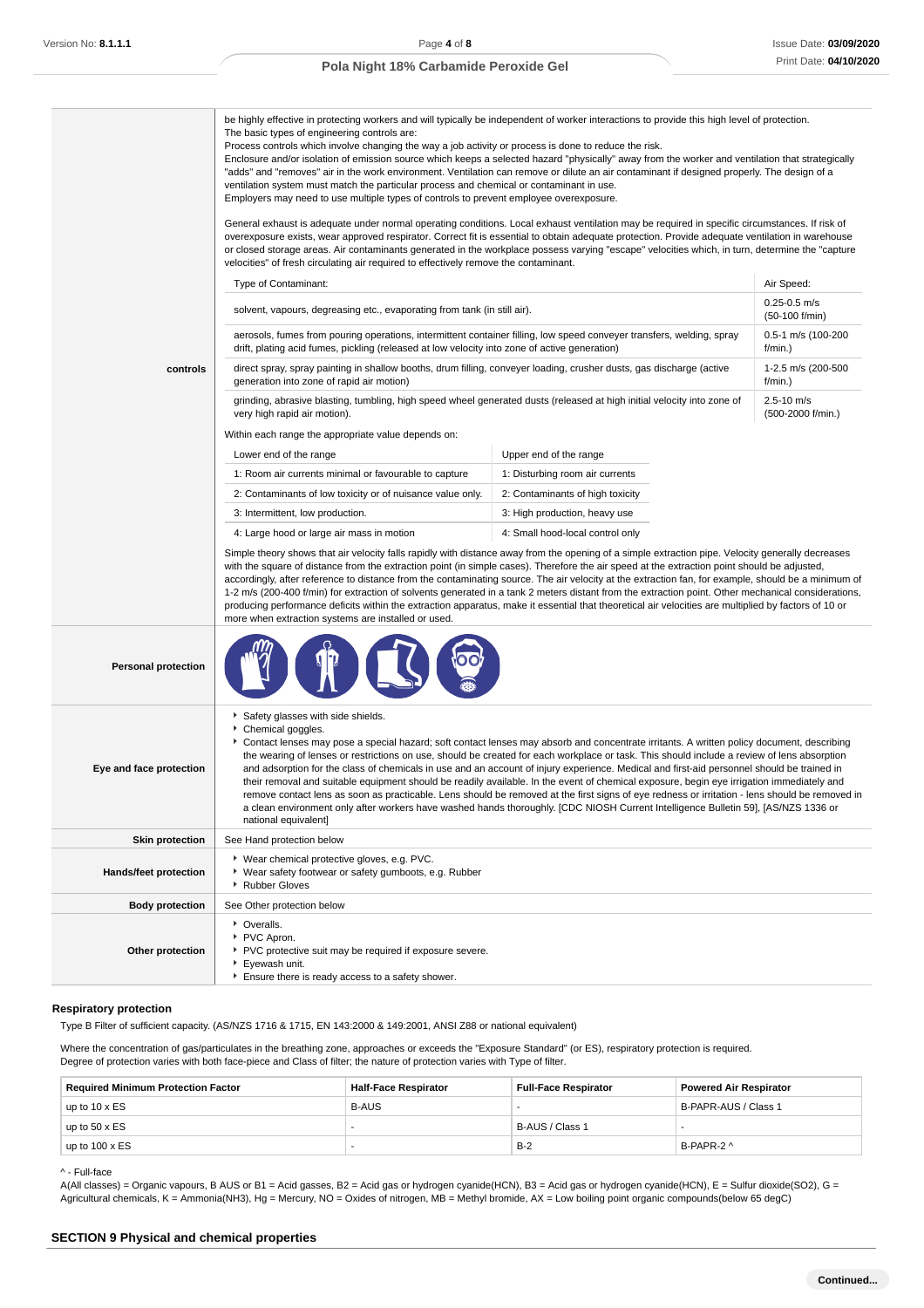| | |
|---|---|
| controls | be highly effective in protecting workers and will typically be independent of worker interactions to provide this high level of protection. The basic types of engineering controls are: Process controls which involve changing the way a job activity or process is done to reduce the risk. Enclosure and/or isolation of emission source which keeps a selected hazard "physically" away from the worker and ventilation that strategically "adds" and "removes" air in the work environment. Ventilation can remove or dilute an air contaminant if designed properly. The design of a ventilation system must match the particular process and chemical or contaminant in use. Employers may need to use multiple types of controls to prevent employee overexposure. General exhaust is adequate under normal operating conditions. Local exhaust ventilation may be required in specific circumstances. If risk of overexposure exists, wear approved respirator. Correct fit is essential to obtain adequate protection. Provide adequate ventilation in warehouse or closed storage areas. Air contaminants generated in the workplace possess varying "escape" velocities which, in turn, determine the "capture velocities" of fresh circulating air required to effectively remove the contaminant. |

| Type of Contaminant: | Air Speed: |
|---|---|
| solvent, vapours, degreasing etc., evaporating from tank (in still air). | 0.25-0.5 m/s (50-100 f/min) |
| aerosols, fumes from pouring operations, intermittent container filling, low speed conveyer transfers, welding, spray drift, plating acid fumes, pickling (released at low velocity into zone of active generation) | 0.5-1 m/s (100-200 f/min.) |
| direct spray, spray painting in shallow booths, drum filling, conveyer loading, crusher dusts, gas discharge (active generation into zone of rapid air motion) | 1-2.5 m/s (200-500 f/min.) |
| grinding, abrasive blasting, tumbling, high speed wheel generated dusts (released at high initial velocity into zone of very high rapid air motion). | 2.5-10 m/s (500-2000 f/min.) |

Within each range the appropriate value depends on:

| Lower end of the range | Upper end of the range |
|---|---|
| 1: Room air currents minimal or favourable to capture | 1: Disturbing room air currents |
| 2: Contaminants of low toxicity or of nuisance value only. | 2: Contaminants of high toxicity |
| 3: Intermittent, low production. | 3: High production, heavy use |
| 4: Large hood or large air mass in motion | 4: Small hood-local control only |

Simple theory shows that air velocity falls rapidly with distance away from the opening of a simple extraction pipe. Velocity generally decreases with the square of distance from the extraction point (in simple cases). Therefore the air speed at the extraction point should be adjusted, accordingly, after reference to distance from the contaminating source. The air velocity at the extraction fan, for example, should be a minimum of 1-2 m/s (200-400 f/min) for extraction of solvents generated in a tank 2 meters distant from the extraction point. Other mechanical considerations, producing performance deficits within the extraction apparatus, make it essential that theoretical air velocities are multiplied by factors of 10 or more when extraction systems are installed or used.

| | |
|---|---|
| Personal protection | |
| Eye and face protection | ‣ Safety glasses with side shields.<br>‣ Chemical goggles.<br>‣ Contact lenses may pose a special hazard; soft contact lenses may absorb and concentrate irritants. A written policy document, describing the wearing of lenses or restrictions on use, should be created for each workplace or task. This should include a review of lens absorption and adsorption for the class of chemicals in use and an account of injury experience. Medical and first-aid personnel should be trained in their removal and suitable equipment should be readily available. In the event of chemical exposure, begin eye irrigation immediately and remove contact lens as soon as practicable. Lens should be removed at the first signs of eye redness or irritation - lens should be removed in a clean environment only after workers have washed hands thoroughly. [CDC NIOSH Current Intelligence Bulletin 59], [AS/NZS 1336 or national equivalent] |
| Skin protection | See Hand protection below |
| Hands/feet protection | ‣ Wear chemical protective gloves, e.g. PVC.<br>‣ Wear safety footwear or safety gumboots, e.g. Rubber<br>‣ Rubber Gloves |
| Body protection | See Other protection below |
| Other protection | ‣ Overalls.<br>‣ PVC Apron.<br>‣ PVC protective suit may be required if exposure severe.<br>‣ Eyewash unit.<br>‣ Ensure there is ready access to a safety shower. |

### Respiratory protection

Type B Filter of sufficient capacity. (AS/NZS 1716 & 1715, EN 143:2000 & 149:2001, ANSI Z88 or national equivalent)

Where the concentration of gas/particulates in the breathing zone, approaches or exceeds the "Exposure Standard" (or ES), respiratory protection is required.
Degree of protection varies with both face-piece and Class of filter; the nature of protection varies with Type of filter.

| Required Minimum Protection Factor | Half-Face Respirator | Full-Face Respirator | Powered Air Respirator |
|---|---|---|---|
| up to 10 x ES | B-AUS | - | B-PAPR-AUS / Class 1 |
| up to 50 x ES | - | B-AUS / Class 1 | - |
| up to 100 x ES | - | B-2 | B-PAPR-2 ^ |

^ - Full-face

A(All classes) = Organic vapours, B AUS or B1 = Acid gasses, B2 = Acid gas or hydrogen cyanide(HCN), B3 = Acid gas or hydrogen cyanide(HCN), E = Sulfur dioxide(SO2), G = Agricultural chemicals, K = Ammonia(NH3), Hg = Mercury, NO = Oxides of nitrogen, MB = Methyl bromide, AX = Low boiling point organic compounds(below 65 degC)

## SECTION 9 Physical and chemical properties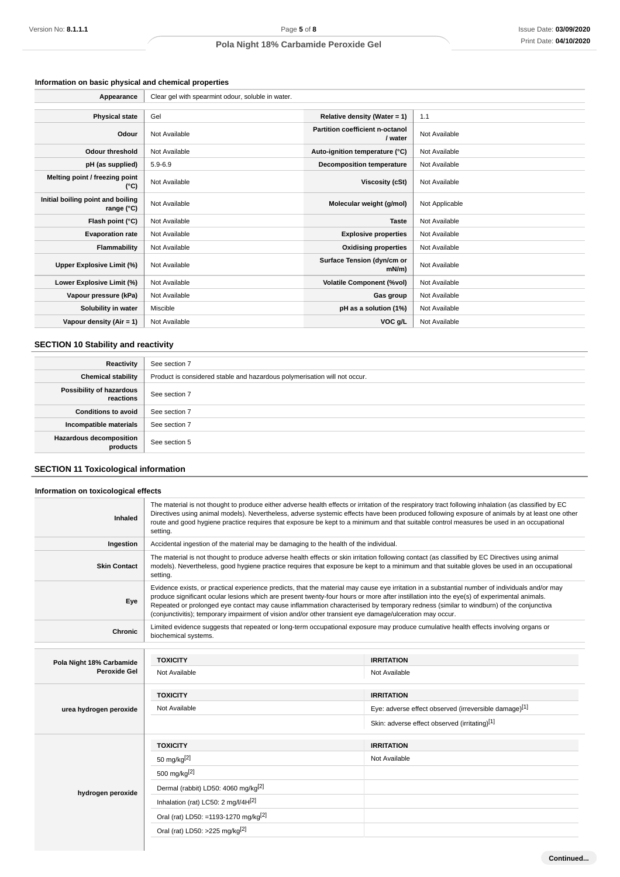### Information on basic physical and chemical properties

| | | | |
|---|---|---|---|
| **Appearance** | Clear gel with spearmint odour, soluble in water. | | |
| **Physical state** | Gel | **Relative density (Water = 1)** | 1.1 |
| **Odour** | Not Available | **Partition coefficient n-octanol / water** | Not Available |
| **Odour threshold** | Not Available | **Auto-ignition temperature (°C)** | Not Available |
| **pH (as supplied)** | 5.9-6.9 | **Decomposition temperature** | Not Available |
| **Melting point / freezing point (°C)** | Not Available | **Viscosity (cSt)** | Not Available |
| **Initial boiling point and boiling range (°C)** | Not Available | **Molecular weight (g/mol)** | Not Applicable |
| **Flash point (°C)** | Not Available | **Taste** | Not Available |
| **Evaporation rate** | Not Available | **Explosive properties** | Not Available |
| **Flammability** | Not Available | **Oxidising properties** | Not Available |
| **Upper Explosive Limit (%)** | Not Available | **Surface Tension (dyn/cm or mN/m)** | Not Available |
| **Lower Explosive Limit (%)** | Not Available | **Volatile Component (%vol)** | Not Available |
| **Vapour pressure (kPa)** | Not Available | **Gas group** | Not Available |
| **Solubility in water** | Miscible | **pH as a solution (1%)** | Not Available |
| **Vapour density (Air = 1)** | Not Available | **VOC g/L** | Not Available |

## SECTION 10 Stability and reactivity

| | |
|---|---|
| **Reactivity** | See section 7 |
| **Chemical stability** | Product is considered stable and hazardous polymerisation will not occur. |
| **Possibility of hazardous reactions** | See section 7 |
| **Conditions to avoid** | See section 7 |
| **Incompatible materials** | See section 7 |
| **Hazardous decomposition products** | See section 5 |

## SECTION 11 Toxicological information

### Information on toxicological effects

| | |
|---|---|
| **Inhaled** | The material is not thought to produce either adverse health effects or irritation of the respiratory tract following inhalation (as classified by EC Directives using animal models). Nevertheless, adverse systemic effects have been produced following exposure of animals by at least one other route and good hygiene practice requires that exposure be kept to a minimum and that suitable control measures be used in an occupational setting. |
| **Ingestion** | Accidental ingestion of the material may be damaging to the health of the individual. |
| **Skin Contact** | The material is not thought to produce adverse health effects or skin irritation following contact (as classified by EC Directives using animal models). Nevertheless, good hygiene practice requires that exposure be kept to a minimum and that suitable gloves be used in an occupational setting. |
| **Eye** | Evidence exists, or practical experience predicts, that the material may cause eye irritation in a substantial number of individuals and/or may produce significant ocular lesions which are present twenty-four hours or more after instillation into the eye(s) of experimental animals. Repeated or prolonged eye contact may cause inflammation characterised by temporary redness (similar to windburn) of the conjunctiva (conjunctivitis); temporary impairment of vision and/or other transient eye damage/ulceration may occur. |
| **Chronic** | Limited evidence suggests that repeated or long-term occupational exposure may produce cumulative health effects involving organs or biochemical systems. |

| | TOXICITY | IRRITATION |
|---|---|---|
| **Pola Night 18% Carbamide Peroxide Gel** | Not Available | Not Available |
| **urea hydrogen peroxide** | Not Available | Eye: adverse effect observed (irreversible damage)[1] |
| | | Skin: adverse effect observed (irritating)[1] |
| **hydrogen peroxide** | 50 mg/kg[2] | Not Available |
| | 500 mg/kg[2] | |
| | Dermal (rabbit) LD50: 4060 mg/kg[2] | |
| | Inhalation (rat) LC50: 2 mg/l/4H[2] | |
| | Oral (rat) LD50: =1193-1270 mg/kg[2] | |
| | Oral (rat) LD50: >225 mg/kg[2] | |

Continued...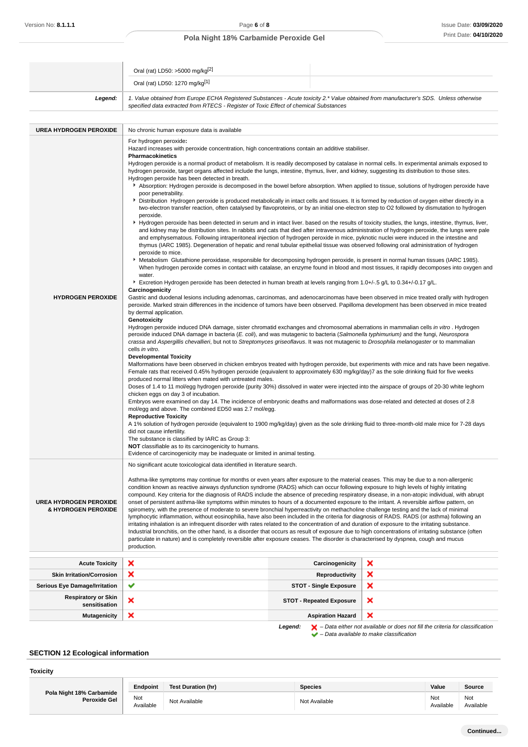| | Oral (rat) LD50: >5000 mg/kg[2] |
|---|---|
| | Oral (rat) LD50: 1270 mg/kg[1] |
| ***Legend:*** | *1. Value obtained from Europe ECHA Registered Substances - Acute toxicity 2.\* Value obtained from manufacturer's SDS. Unless otherwise specified data extracted from RTECS - Register of Toxic Effect of chemical Substances* |

| | |
|---|---|
| **UREA HYDROGEN PEROXIDE** | No chronic human exposure data is available |
| **HYDROGEN PEROXIDE** | For hydrogen peroxide**:**<br>Hazard increases with peroxide concentration, high concentrations contain an additive stabiliser.<br>**Pharmacokinetics**<br>Hydrogen peroxide is a normal product of metabolism. It is readily decomposed by catalase in normal cells. In experimental animals exposed to hydrogen peroxide, target organs affected include the lungs, intestine, thymus, liver, and kidney, suggesting its distribution to those sites. Hydrogen peroxide has been detected in breath.<br>▸ Absorption: Hydrogen peroxide is decomposed in the bowel before absorption. When applied to tissue, solutions of hydrogen peroxide have poor penetrability.<br>▸ Distribution Hydrogen peroxide is produced metabolically in intact cells and tissues. It is formed by reduction of oxygen either directly in a two-electron transfer reaction, often catalysed by flavoproteins, or by an initial one-electron step to O2 followed by dismutation to hydrogen peroxide.<br>▸ Hydrogen peroxide has been detected in serum and in intact liver. based on the results of toxicity studies, the lungs, intestine, thymus, liver, and kidney may be distribution sites. In rabbits and cats that died after intravenous administration of hydrogen peroxide, the lungs were pale and emphysematous. Following intraperitoneal injection of hydrogen peroxide in mice, pyknotic nuclei were induced in the intestine and thymus (IARC 1985). Degeneration of hepatic and renal tubular epithelial tissue was observed following oral administration of hydrogen peroxide to mice.<br>▸ Metabolism Glutathione peroxidase, responsible for decomposing hydrogen peroxide, is present in normal human tissues (IARC 1985). When hydrogen peroxide comes in contact with catalase, an enzyme found in blood and most tissues, it rapidly decomposes into oxygen and water.<br>▸ Excretion Hydrogen peroxide has been detected in human breath at levels ranging from 1.0+/-.5 g/L to 0.34+/-0.17 g/L.<br>**Carcinogenicity**<br>Gastric and duodenal lesions including adenomas, carcinomas, and adenocarcinomas have been observed in mice treated orally with hydrogen peroxide. Marked strain differences in the incidence of tumors have been observed. Papilloma development has been observed in mice treated by dermal application.<br>**Genotoxicity**<br>Hydrogen peroxide induced DNA damage, sister chromatid exchanges and chromosomal aberrations in mammalian cells *in vitro* . Hydrogen peroxide induced DNA damage in bacteria (*E. coli*), and was mutagenic to bacteria (*Salmonella typhimurium)* and the fungi, *Neurospora crassa* and *Aspergillis chevallieri*, but not to *Streptomyces griseoflavus*. It was not mutagenic to *Drosophila melanogaster* or to mammalian cells *in vitro*.<br>**Developmental Toxicity**<br>Malformations have been observed in chicken embryos treated with hydrogen peroxide, but experiments with mice and rats have been negative. Female rats that received 0.45% hydrogen peroxide (equivalent to approximately 630 mg/kg/day)7 as the sole drinking fluid for five weeks produced normal litters when mated with untreated males.<br>Doses of 1.4 to 11 mol/egg hydrogen peroxide (purity 30%) dissolved in water were injected into the airspace of groups of 20-30 white leghorn chicken eggs on day 3 of incubation.<br>Embryos were examined on day 14. The incidence of embryonic deaths and malformations was dose-related and detected at doses of 2.8 mol/egg and above. The combined ED50 was 2.7 mol/egg.<br>**Reproductive Toxicity**<br>A 1% solution of hydrogen peroxide (equivalent to 1900 mg/kg/day) given as the sole drinking fluid to three-month-old male mice for 7-28 days did not cause infertility.<br>The substance is classified by IARC as Group 3:<br>**NOT** classifiable as to its carcinogenicity to humans.<br>Evidence of carcinogenicity may be inadequate or limited in animal testing. |
| **UREA HYDROGEN PEROXIDE & HYDROGEN PEROXIDE** | No significant acute toxicological data identified in literature search.<br><br>Asthma-like symptoms may continue for months or even years after exposure to the material ceases. This may be due to a non-allergenic condition known as reactive airways dysfunction syndrome (RADS) which can occur following exposure to high levels of highly irritating compound. Key criteria for the diagnosis of RADS include the absence of preceding respiratory disease, in a non-atopic individual, with abrupt onset of persistent asthma-like symptoms within minutes to hours of a documented exposure to the irritant. A reversible airflow pattern, on spirometry, with the presence of moderate to severe bronchial hyperreactivity on methacholine challenge testing and the lack of minimal lymphocytic inflammation, without eosinophilia, have also been included in the criteria for diagnosis of RADS. RADS (or asthma) following an irritating inhalation is an infrequent disorder with rates related to the concentration of and duration of exposure to the irritating substance. Industrial bronchitis, on the other hand, is a disorder that occurs as result of exposure due to high concentrations of irritating substance (often particulate in nature) and is completely reversible after exposure ceases. The disorder is characterised by dyspnea, cough and mucus production. |

| | | | |
|---|---|---|---|
| **Acute Toxicity** | ✘ | **Carcinogenicity** | ✘ |
| **Skin Irritation/Corrosion** | ✘ | **Reproductivity** | ✘ |
| **Serious Eye Damage/Irritation** | ✔ | **STOT - Single Exposure** | ✘ |
| **Respiratory or Skin sensitisation** | ✘ | **STOT - Repeated Exposure** | ✘ |
| **Mutagenicity** | ✘ | **Aspiration Hazard** | ✘ |

***Legend:*** ✘ *– Data either not available or does not fill the criteria for classification*
✔ *– Data available to make classification*

## SECTION 12 Ecological information

### Toxicity

| | Endpoint | Test Duration (hr) | Species | Value | Source |
|---|---|---|---|---|---|
| **Pola Night 18% Carbamide Peroxide Gel** | Not Available | Not Available | Not Available | Not Available | Not Available |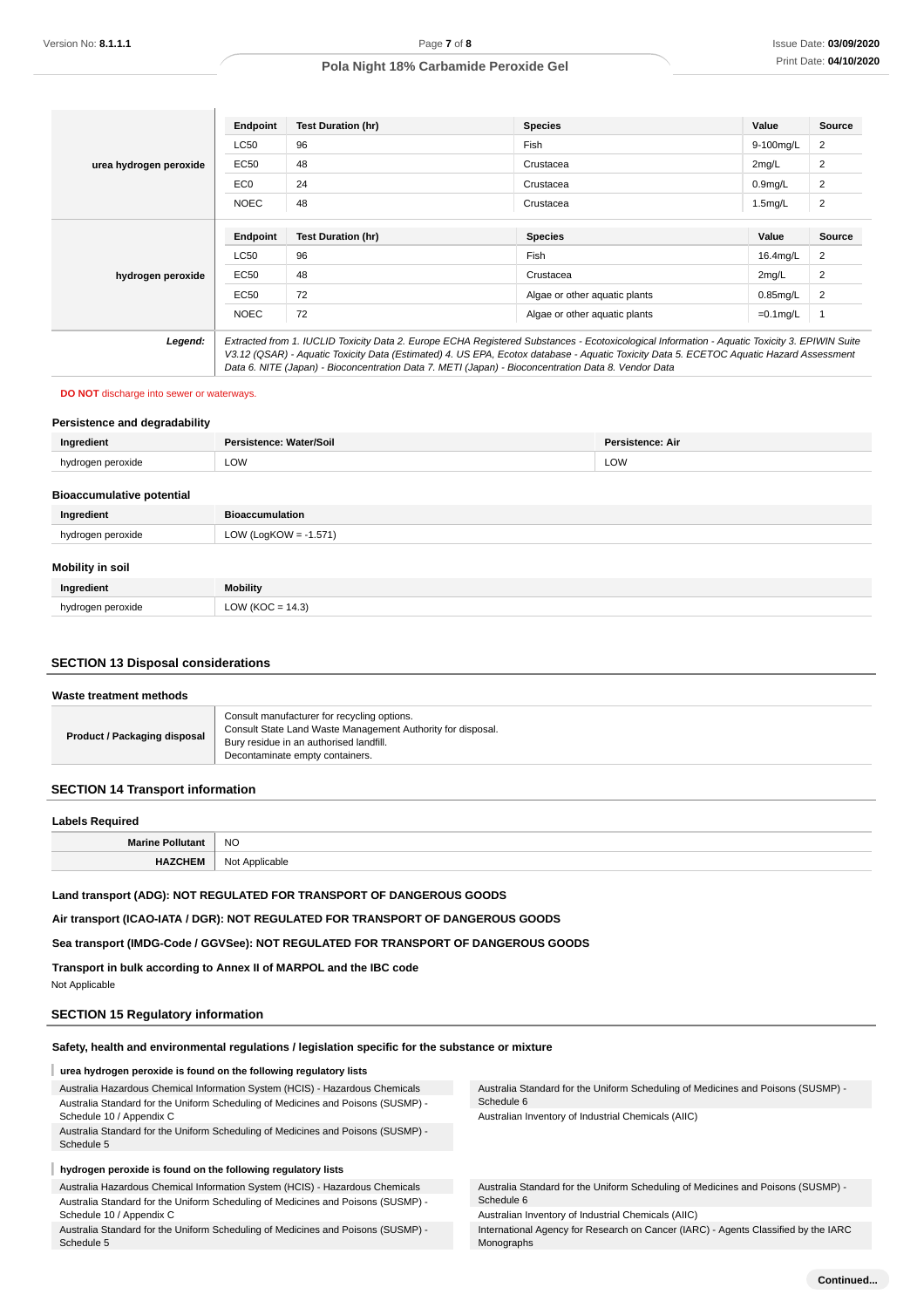| | Endpoint | Test Duration (hr) | Species | Value | Source |
|---|---|---|---|---|---|
| **urea hydrogen peroxide** | LC50 | 96 | Fish | 9-100mg/L | 2 |
| | EC50 | 48 | Crustacea | 2mg/L | 2 |
| | EC0 | 24 | Crustacea | 0.9mg/L | 2 |
| | NOEC | 48 | Crustacea | 1.5mg/L | 2 |

| | Endpoint | Test Duration (hr) | Species | Value | Source |
|---|---|---|---|---|---|
| **hydrogen peroxide** | LC50 | 96 | Fish | 16.4mg/L | 2 |
| | EC50 | 48 | Crustacea | 2mg/L | 2 |
| | EC50 | 72 | Algae or other aquatic plants | 0.85mg/L | 2 |
| | NOEC | 72 | Algae or other aquatic plants | =0.1mg/L | 1 |

***Legend:*** *Extracted from 1. IUCLID Toxicity Data 2. Europe ECHA Registered Substances - Ecotoxicological Information - Aquatic Toxicity 3. EPIWIN Suite V3.12 (QSAR) - Aquatic Toxicity Data (Estimated) 4. US EPA, Ecotox database - Aquatic Toxicity Data 5. ECETOC Aquatic Hazard Assessment Data 6. NITE (Japan) - Bioconcentration Data 7. METI (Japan) - Bioconcentration Data 8. Vendor Data*

**DO NOT** discharge into sewer or waterways.

### Persistence and degradability

| Ingredient | Persistence: Water/Soil | Persistence: Air |
|---|---|---|
| hydrogen peroxide | LOW | LOW |

### Bioaccumulative potential

| Ingredient | Bioaccumulation |
|---|---|
| hydrogen peroxide | LOW (LogKOW = -1.571) |

### Mobility in soil

| Ingredient | Mobility |
|---|---|
| hydrogen peroxide | LOW (KOC = 14.3) |

## SECTION 13 Disposal considerations

### Waste treatment methods

| | |
|---|---|
| **Product / Packaging disposal** | Consult manufacturer for recycling options.<br>Consult State Land Waste Management Authority for disposal.<br>Bury residue in an authorised landfill.<br>Decontaminate empty containers. |

## SECTION 14 Transport information

### Labels Required

| | |
|---|---|
| **Marine Pollutant** | NO |
| **HAZCHEM** | Not Applicable |

**Land transport (ADG): NOT REGULATED FOR TRANSPORT OF DANGEROUS GOODS**

**Air transport (ICAO-IATA / DGR): NOT REGULATED FOR TRANSPORT OF DANGEROUS GOODS**

**Sea transport (IMDG-Code / GGVSee): NOT REGULATED FOR TRANSPORT OF DANGEROUS GOODS**

**Transport in bulk according to Annex II of MARPOL and the IBC code**

Not Applicable

## SECTION 15 Regulatory information

### Safety, health and environmental regulations / legislation specific for the substance or mixture

**urea hydrogen peroxide is found on the following regulatory lists**

- Australia Hazardous Chemical Information System (HCIS) - Hazardous Chemicals
- Australia Standard for the Uniform Scheduling of Medicines and Poisons (SUSMP) - Schedule 10 / Appendix C
- Australia Standard for the Uniform Scheduling of Medicines and Poisons (SUSMP) - Schedule 5
- Australia Standard for the Uniform Scheduling of Medicines and Poisons (SUSMP) - Schedule 6
- Australian Inventory of Industrial Chemicals (AIIC)

**hydrogen peroxide is found on the following regulatory lists**

- Australia Hazardous Chemical Information System (HCIS) - Hazardous Chemicals
- Australia Standard for the Uniform Scheduling of Medicines and Poisons (SUSMP) - Schedule 10 / Appendix C
- Australia Standard for the Uniform Scheduling of Medicines and Poisons (SUSMP) - Schedule 5
- Australia Standard for the Uniform Scheduling of Medicines and Poisons (SUSMP) - Schedule 6
- Australian Inventory of Industrial Chemicals (AIIC)
- International Agency for Research on Cancer (IARC) - Agents Classified by the IARC Monographs

**Continued...**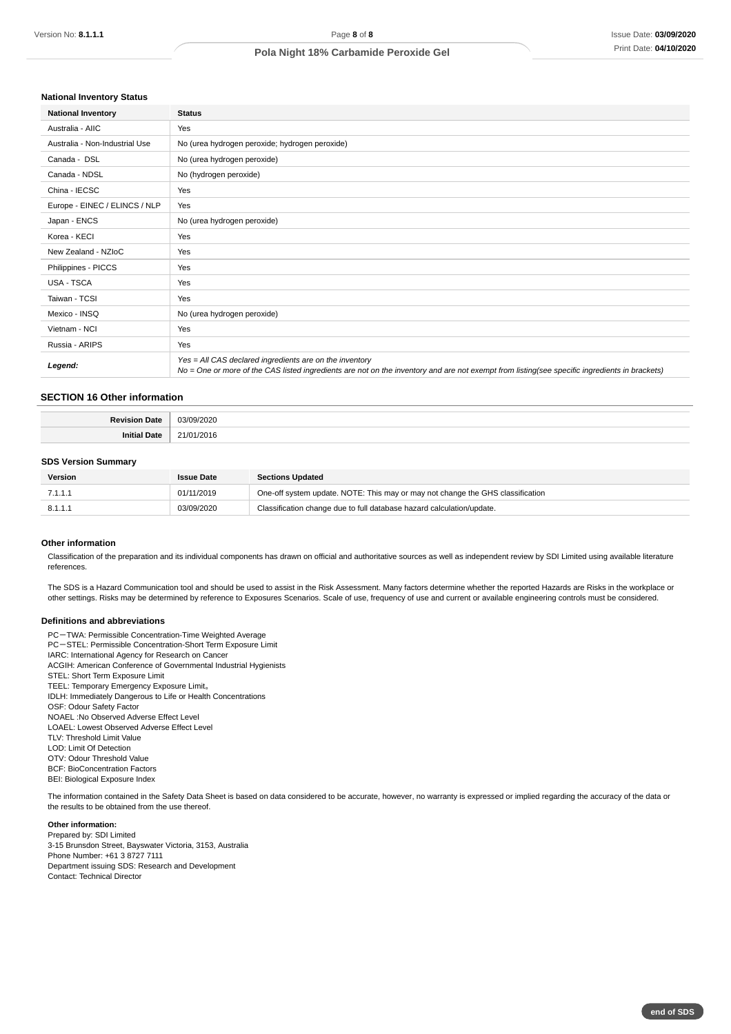### National Inventory Status

| National Inventory | Status |
|---|---|
| Australia - AIIC | Yes |
| Australia - Non-Industrial Use | No (urea hydrogen peroxide; hydrogen peroxide) |
| Canada - DSL | No (urea hydrogen peroxide) |
| Canada - NDSL | No (hydrogen peroxide) |
| China - IECSC | Yes |
| Europe - EINEC / ELINCS / NLP | Yes |
| Japan - ENCS | No (urea hydrogen peroxide) |
| Korea - KECI | Yes |
| New Zealand - NZIoC | Yes |
| Philippines - PICCS | Yes |
| USA - TSCA | Yes |
| Taiwan - TCSI | Yes |
| Mexico - INSQ | No (urea hydrogen peroxide) |
| Vietnam - NCI | Yes |
| Russia - ARIPS | Yes |
| ***Legend:*** | *Yes = All CAS declared ingredients are on the inventory*<br>*No = One or more of the CAS listed ingredients are not on the inventory and are not exempt from listing(see specific ingredients in brackets)* |

## SECTION 16 Other information

| | |
|---|---|
| **Revision Date** | 03/09/2020 |
| **Initial Date** | 21/01/2016 |

### SDS Version Summary

| Version | Issue Date | Sections Updated |
|---|---|---|
| 7.1.1.1 | 01/11/2019 | One-off system update. NOTE: This may or may not change the GHS classification |
| 8.1.1.1 | 03/09/2020 | Classification change due to full database hazard calculation/update. |

### Other information

Classification of the preparation and its individual components has drawn on official and authoritative sources as well as independent review by SDI Limited using available literature references.

The SDS is a Hazard Communication tool and should be used to assist in the Risk Assessment. Many factors determine whether the reported Hazards are Risks in the workplace or other settings. Risks may be determined by reference to Exposures Scenarios. Scale of use, frequency of use and current or available engineering controls must be considered.

### Definitions and abbreviations

PC－TWA: Permissible Concentration-Time Weighted Average
PC－STEL: Permissible Concentration-Short Term Exposure Limit
IARC: International Agency for Research on Cancer
ACGIH: American Conference of Governmental Industrial Hygienists
STEL: Short Term Exposure Limit
TEEL: Temporary Emergency Exposure Limit。
IDLH: Immediately Dangerous to Life or Health Concentrations
OSF: Odour Safety Factor
NOAEL :No Observed Adverse Effect Level
LOAEL: Lowest Observed Adverse Effect Level
TLV: Threshold Limit Value
LOD: Limit Of Detection
OTV: Odour Threshold Value
BCF: BioConcentration Factors
BEI: Biological Exposure Index

The information contained in the Safety Data Sheet is based on data considered to be accurate, however, no warranty is expressed or implied regarding the accuracy of the data or the results to be obtained from the use thereof.

**Other information:**
Prepared by: SDI Limited
3-15 Brunsdon Street, Bayswater Victoria, 3153, Australia
Phone Number: +61 3 8727 7111
Department issuing SDS: Research and Development
Contact: Technical Director

**end of SDS**